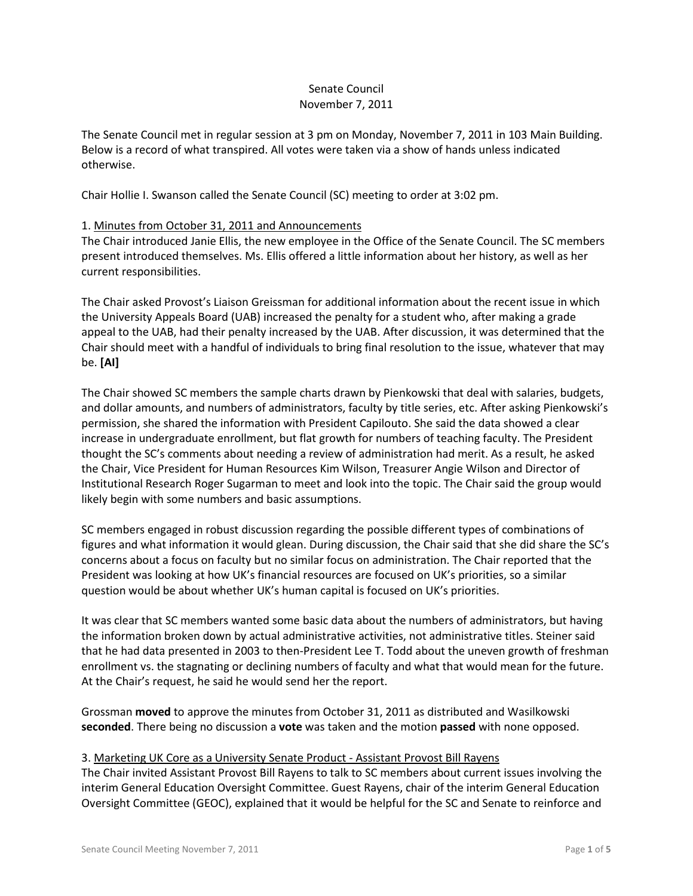Senate Council
November 7, 2011

The Senate Council met in regular session at 3 pm on Monday, November 7, 2011 in 103 Main Building. Below is a record of what transpired. All votes were taken via a show of hands unless indicated otherwise.

Chair Hollie I. Swanson called the Senate Council (SC) meeting to order at 3:02 pm.

1. Minutes from October 31, 2011 and Announcements

The Chair introduced Janie Ellis, the new employee in the Office of the Senate Council. The SC members present introduced themselves. Ms. Ellis offered a little information about her history, as well as her current responsibilities.

The Chair asked Provost's Liaison Greissman for additional information about the recent issue in which the University Appeals Board (UAB) increased the penalty for a student who, after making a grade appeal to the UAB, had their penalty increased by the UAB. After discussion, it was determined that the Chair should meet with a handful of individuals to bring final resolution to the issue, whatever that may be. **[AI]**

The Chair showed SC members the sample charts drawn by Pienkowski that deal with salaries, budgets, and dollar amounts, and numbers of administrators, faculty by title series, etc. After asking Pienkowski's permission, she shared the information with President Capilouto. She said the data showed a clear increase in undergraduate enrollment, but flat growth for numbers of teaching faculty. The President thought the SC's comments about needing a review of administration had merit. As a result, he asked the Chair, Vice President for Human Resources Kim Wilson, Treasurer Angie Wilson and Director of Institutional Research Roger Sugarman to meet and look into the topic. The Chair said the group would likely begin with some numbers and basic assumptions.

SC members engaged in robust discussion regarding the possible different types of combinations of figures and what information it would glean. During discussion, the Chair said that she did share the SC's concerns about a focus on faculty but no similar focus on administration. The Chair reported that the President was looking at how UK's financial resources are focused on UK's priorities, so a similar question would be about whether UK's human capital is focused on UK's priorities.

It was clear that SC members wanted some basic data about the numbers of administrators, but having the information broken down by actual administrative activities, not administrative titles. Steiner said that he had data presented in 2003 to then-President Lee T. Todd about the uneven growth of freshman enrollment vs. the stagnating or declining numbers of faculty and what that would mean for the future. At the Chair's request, he said he would send her the report.

Grossman **moved** to approve the minutes from October 31, 2011 as distributed and Wasilkowski **seconded**. There being no discussion a **vote** was taken and the motion **passed** with none opposed.

3. Marketing UK Core as a University Senate Product - Assistant Provost Bill Rayens

The Chair invited Assistant Provost Bill Rayens to talk to SC members about current issues involving the interim General Education Oversight Committee. Guest Rayens, chair of the interim General Education Oversight Committee (GEOC), explained that it would be helpful for the SC and Senate to reinforce and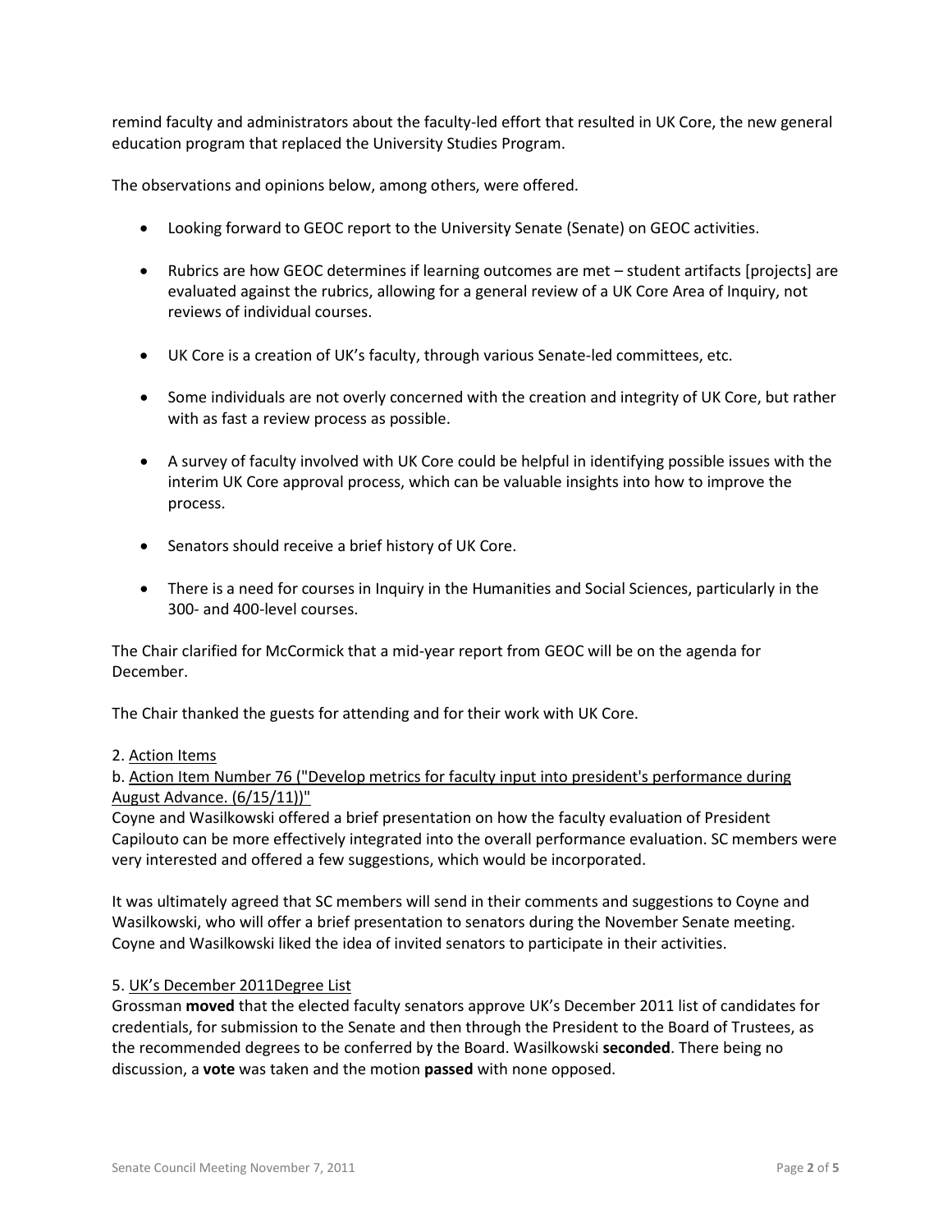remind faculty and administrators about the faculty-led effort that resulted in UK Core, the new general education program that replaced the University Studies Program.

The observations and opinions below, among others, were offered.

- Looking forward to GEOC report to the University Senate (Senate) on GEOC activities.
- Rubrics are how GEOC determines if learning outcomes are met – student artifacts [projects] are evaluated against the rubrics, allowing for a general review of a UK Core Area of Inquiry, not reviews of individual courses.
- UK Core is a creation of UK's faculty, through various Senate-led committees, etc.
- Some individuals are not overly concerned with the creation and integrity of UK Core, but rather with as fast a review process as possible.
- A survey of faculty involved with UK Core could be helpful in identifying possible issues with the interim UK Core approval process, which can be valuable insights into how to improve the process.
- Senators should receive a brief history of UK Core.
- There is a need for courses in Inquiry in the Humanities and Social Sciences, particularly in the 300- and 400-level courses.

The Chair clarified for McCormick that a mid-year report from GEOC will be on the agenda for December.

The Chair thanked the guests for attending and for their work with UK Core.

2. Action Items

b. Action Item Number 76 ("Develop metrics for faculty input into president's performance during August Advance. (6/15/11))"

Coyne and Wasilkowski offered a brief presentation on how the faculty evaluation of President Capilouto can be more effectively integrated into the overall performance evaluation. SC members were very interested and offered a few suggestions, which would be incorporated.

It was ultimately agreed that SC members will send in their comments and suggestions to Coyne and Wasilkowski, who will offer a brief presentation to senators during the November Senate meeting. Coyne and Wasilkowski liked the idea of invited senators to participate in their activities.

5. UK's December 2011Degree List

Grossman **moved** that the elected faculty senators approve UK's December 2011 list of candidates for credentials, for submission to the Senate and then through the President to the Board of Trustees, as the recommended degrees to be conferred by the Board. Wasilkowski **seconded**. There being no discussion, a **vote** was taken and the motion **passed** with none opposed.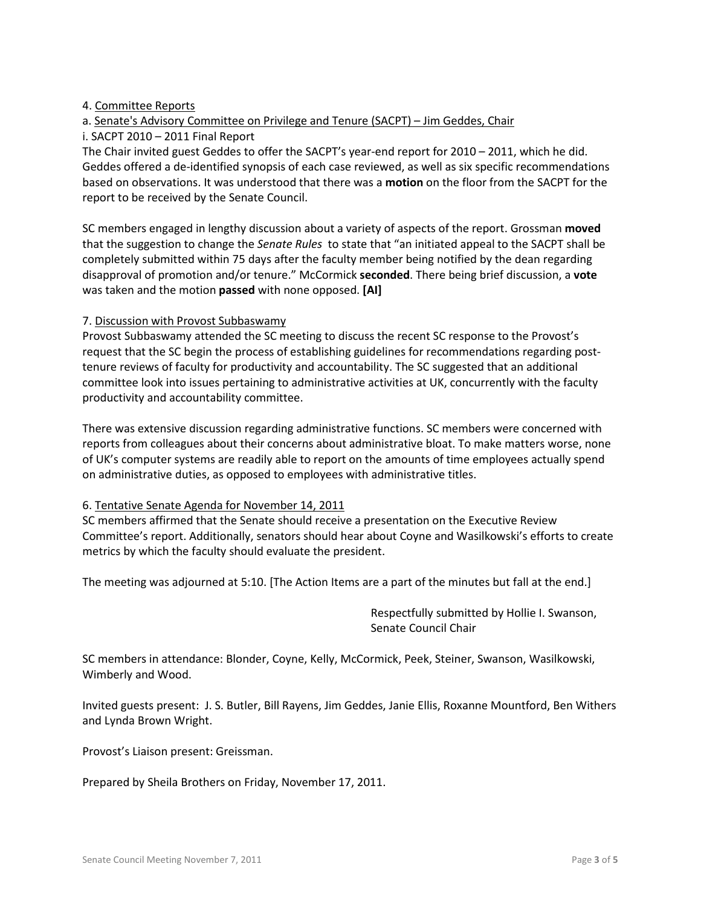4. Committee Reports

a. Senate's Advisory Committee on Privilege and Tenure (SACPT) – Jim Geddes, Chair

i. SACPT 2010 – 2011 Final Report

The Chair invited guest Geddes to offer the SACPT's year-end report for 2010 – 2011, which he did. Geddes offered a de-identified synopsis of each case reviewed, as well as six specific recommendations based on observations. It was understood that there was a **motion** on the floor from the SACPT for the report to be received by the Senate Council.

SC members engaged in lengthy discussion about a variety of aspects of the report. Grossman **moved** that the suggestion to change the *Senate Rules* to state that "an initiated appeal to the SACPT shall be completely submitted within 75 days after the faculty member being notified by the dean regarding disapproval of promotion and/or tenure." McCormick **seconded**. There being brief discussion, a **vote** was taken and the motion **passed** with none opposed. **[AI]**

7. Discussion with Provost Subbaswamy

Provost Subbaswamy attended the SC meeting to discuss the recent SC response to the Provost's request that the SC begin the process of establishing guidelines for recommendations regarding post-tenure reviews of faculty for productivity and accountability. The SC suggested that an additional committee look into issues pertaining to administrative activities at UK, concurrently with the faculty productivity and accountability committee.

There was extensive discussion regarding administrative functions. SC members were concerned with reports from colleagues about their concerns about administrative bloat. To make matters worse, none of UK's computer systems are readily able to report on the amounts of time employees actually spend on administrative duties, as opposed to employees with administrative titles.

6. Tentative Senate Agenda for November 14, 2011

SC members affirmed that the Senate should receive a presentation on the Executive Review Committee's report. Additionally, senators should hear about Coyne and Wasilkowski's efforts to create metrics by which the faculty should evaluate the president.

The meeting was adjourned at 5:10. [The Action Items are a part of the minutes but fall at the end.]

Respectfully submitted by Hollie I. Swanson,
Senate Council Chair

SC members in attendance: Blonder, Coyne, Kelly, McCormick, Peek, Steiner, Swanson, Wasilkowski, Wimberly and Wood.

Invited guests present: J. S. Butler, Bill Rayens, Jim Geddes, Janie Ellis, Roxanne Mountford, Ben Withers and Lynda Brown Wright.

Provost's Liaison present: Greissman.

Prepared by Sheila Brothers on Friday, November 17, 2011.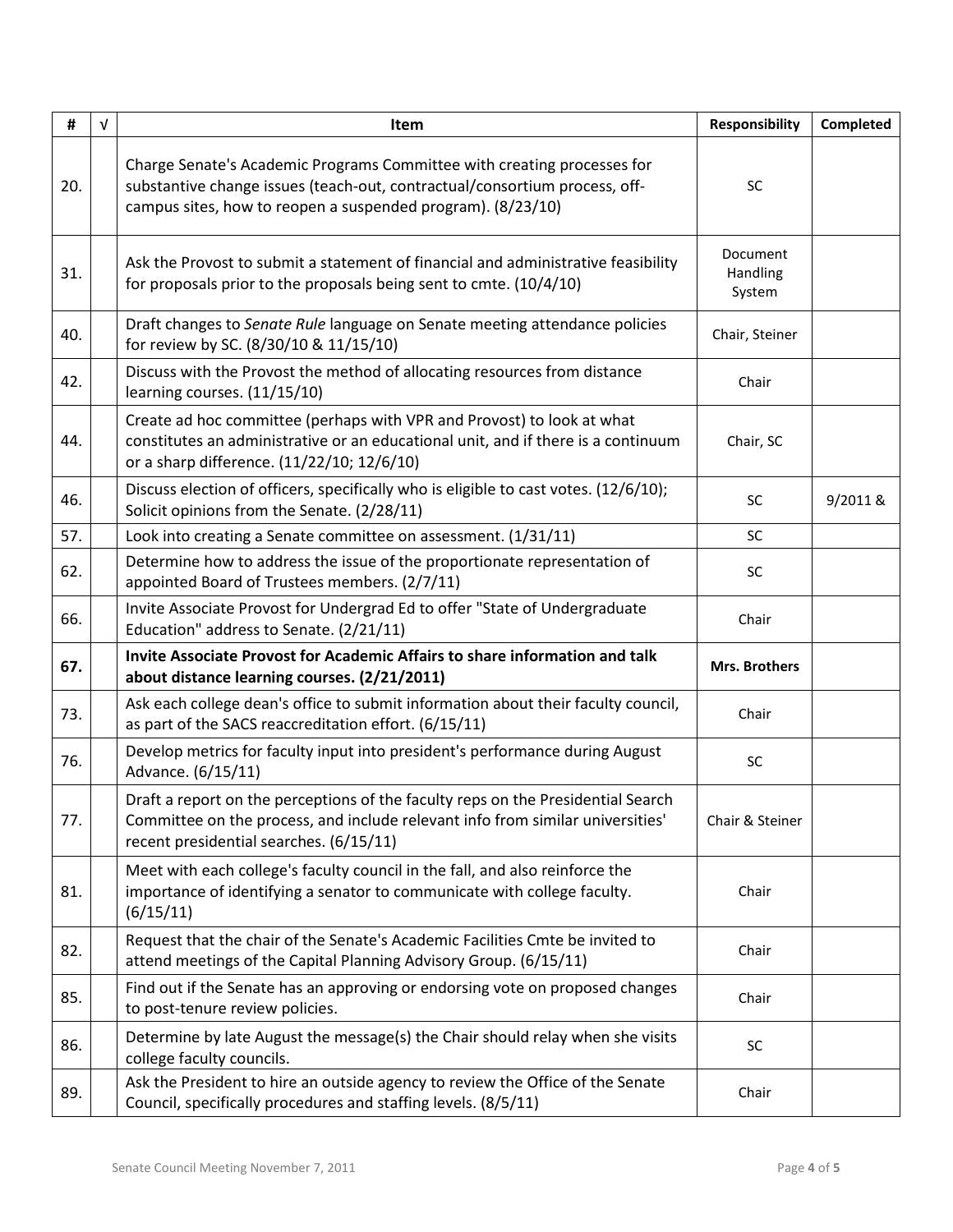| # | √ | Item | Responsibility | Completed |
|---|---|---|---|---|
| 20. | | Charge Senate's Academic Programs Committee with creating processes for substantive change issues (teach-out, contractual/consortium process, off-campus sites, how to reopen a suspended program). (8/23/10) | SC | |
| 31. | | Ask the Provost to submit a statement of financial and administrative feasibility for proposals prior to the proposals being sent to cmte. (10/4/10) | Document Handling System | |
| 40. | | Draft changes to *Senate Rule* language on Senate meeting attendance policies for review by SC. (8/30/10 & 11/15/10) | Chair, Steiner | |
| 42. | | Discuss with the Provost the method of allocating resources from distance learning courses. (11/15/10) | Chair | |
| 44. | | Create ad hoc committee (perhaps with VPR and Provost) to look at what constitutes an administrative or an educational unit, and if there is a continuum or a sharp difference. (11/22/10; 12/6/10) | Chair, SC | |
| 46. | | Discuss election of officers, specifically who is eligible to cast votes. (12/6/10); Solicit opinions from the Senate. (2/28/11) | SC | 9/2011 & |
| 57. | | Look into creating a Senate committee on assessment. (1/31/11) | SC | |
| 62. | | Determine how to address the issue of the proportionate representation of appointed Board of Trustees members. (2/7/11) | SC | |
| 66. | | Invite Associate Provost for Undergrad Ed to offer "State of Undergraduate Education" address to Senate. (2/21/11) | Chair | |
| **67.** | | **Invite Associate Provost for Academic Affairs to share information and talk about distance learning courses. (2/21/2011)** | **Mrs. Brothers** | |
| 73. | | Ask each college dean's office to submit information about their faculty council, as part of the SACS reaccreditation effort. (6/15/11) | Chair | |
| 76. | | Develop metrics for faculty input into president's performance during August Advance. (6/15/11) | SC | |
| 77. | | Draft a report on the perceptions of the faculty reps on the Presidential Search Committee on the process, and include relevant info from similar universities' recent presidential searches. (6/15/11) | Chair & Steiner | |
| 81. | | Meet with each college's faculty council in the fall, and also reinforce the importance of identifying a senator to communicate with college faculty. (6/15/11) | Chair | |
| 82. | | Request that the chair of the Senate's Academic Facilities Cmte be invited to attend meetings of the Capital Planning Advisory Group. (6/15/11) | Chair | |
| 85. | | Find out if the Senate has an approving or endorsing vote on proposed changes to post-tenure review policies. | Chair | |
| 86. | | Determine by late August the message(s) the Chair should relay when she visits college faculty councils. | SC | |
| 89. | | Ask the President to hire an outside agency to review the Office of the Senate Council, specifically procedures and staffing levels. (8/5/11) | Chair | |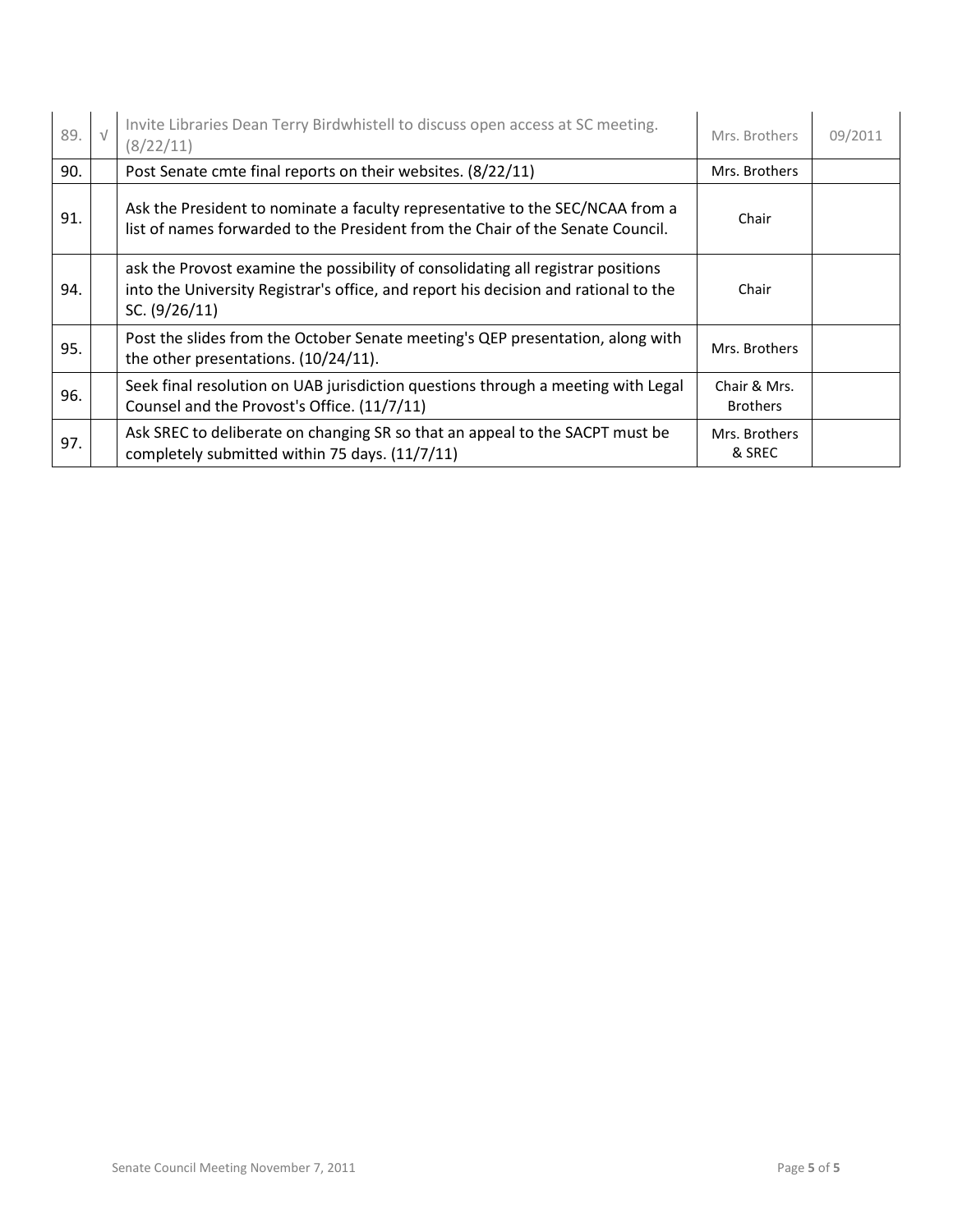| | | | | |
|---|---|---|---|---|
| 89. | √ | Invite Libraries Dean Terry Birdwhistell to discuss open access at SC meeting. (8/22/11) | Mrs. Brothers | 09/2011 |
| 90. | | Post Senate cmte final reports on their websites. (8/22/11) | Mrs. Brothers | |
| 91. | | Ask the President to nominate a faculty representative to the SEC/NCAA from a list of names forwarded to the President from the Chair of the Senate Council. | Chair | |
| 94. | | ask the Provost examine the possibility of consolidating all registrar positions into the University Registrar's office, and report his decision and rational to the SC. (9/26/11) | Chair | |
| 95. | | Post the slides from the October Senate meeting's QEP presentation, along with the other presentations. (10/24/11). | Mrs. Brothers | |
| 96. | | Seek final resolution on UAB jurisdiction questions through a meeting with Legal Counsel and the Provost's Office. (11/7/11) | Chair & Mrs. Brothers | |
| 97. | | Ask SREC to deliberate on changing SR so that an appeal to the SACPT must be completely submitted within 75 days. (11/7/11) | Mrs. Brothers & SREC | |